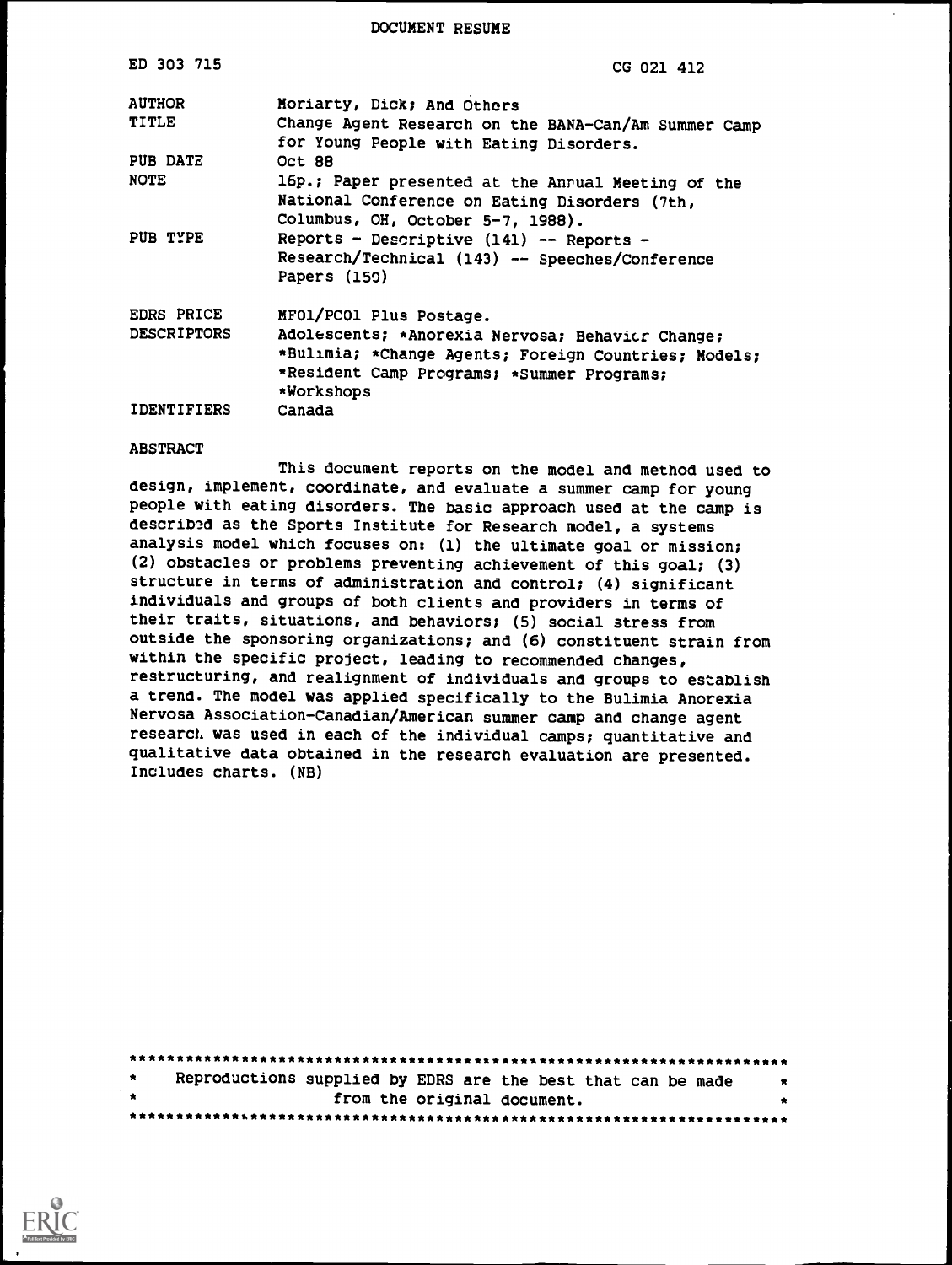DOCUMENT RESUME

| | |
|---|---|
| ED 303 715 | CG 021 412 |
| AUTHOR | Moriarty, Dick; And Others |
| TITLE | Change Agent Research on the BANA-Can/Am Summer Camp for Young People with Eating Disorders. |
| PUB DATE | Oct 88 |
| NOTE | 16p.; Paper presented at the Annual Meeting of the National Conference on Eating Disorders (7th, Columbus, OH, October 5-7, 1988). |
| PUB TYPE | Reports - Descriptive (141) -- Reports - Research/Technical (143) -- Speeches/Conference Papers (150) |
| EDRS PRICE | MF01/PC01 Plus Postage. |
| DESCRIPTORS | Adolescents; *Anorexia Nervosa; Behavior Change; *Bulimia; *Change Agents; Foreign Countries; Models; *Resident Camp Programs; *Summer Programs; *Workshops |
| IDENTIFIERS | Canada |

ABSTRACT

This document reports on the model and method used to design, implement, coordinate, and evaluate a summer camp for young people with eating disorders. The basic approach used at the camp is described as the Sports Institute for Research model, a systems analysis model which focuses on: (1) the ultimate goal or mission; (2) obstacles or problems preventing achievement of this goal; (3) structure in terms of administration and control; (4) significant individuals and groups of both clients and providers in terms of their traits, situations, and behaviors; (5) social stress from outside the sponsoring organizations; and (6) constituent strain from within the specific project, leading to recommended changes, restructuring, and realignment of individuals and groups to establish a trend. The model was applied specifically to the Bulimia Anorexia Nervosa Association-Canadian/American summer camp and change agent research was used in each of the individual camps; quantitative and qualitative data obtained in the research evaluation are presented. Includes charts. (NB)

***********************************************************************
* Reproductions supplied by EDRS are the best that can be made *
* from the original document. *
***********************************************************************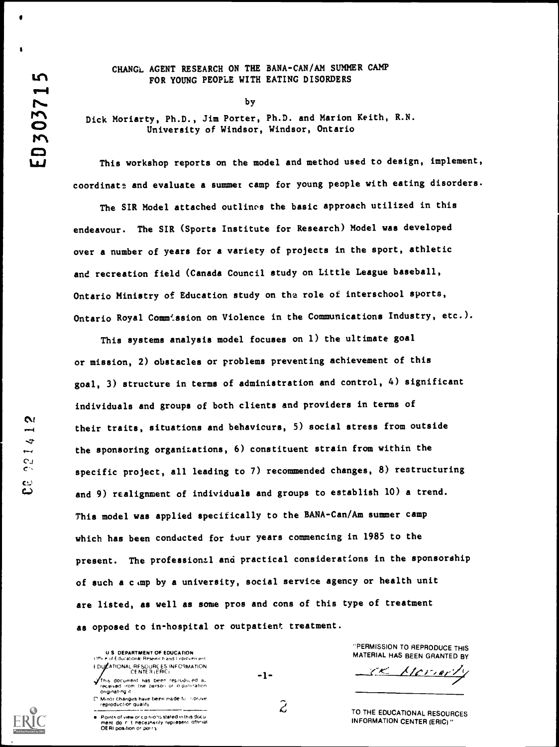# CHANGE AGENT RESEARCH ON THE BANA-CAN/AM SUMMER CAMP FOR YOUNG PEOPLE WITH EATING DISORDERS

by

Dick Moriarty, Ph.D., Jim Porter, Ph.D. and Marion Keith, R.N.
University of Windsor, Windsor, Ontario

This workshop reports on the model and method used to design, implement, coordinate and evaluate a summer camp for young people with eating disorders.

The SIR Model attached outlines the basic approach utilized in this endeavour. The SIR (Sports Institute for Research) Model was developed over a number of years for a variety of projects in the sport, athletic and recreation field (Canada Council study on Little League baseball, Ontario Ministry of Education study on the role of interschool sports, Ontario Royal Commission on Violence in the Communications Industry, etc.).

This systems analysis model focuses on 1) the ultimate goal or mission, 2) obstacles or problems preventing achievement of this goal, 3) structure in terms of administration and control, 4) significant individuals and groups of both clients and providers in terms of their traits, situations and behaviours, 5) social stress from outside the sponsoring organizations, 6) constituent strain from within the specific project, all leading to 7) recommended changes, 8) restructuring and 9) realignment of individuals and groups to establish 10) a trend. This model was applied specifically to the BANA-Can/Am summer camp which has been conducted for four years commencing in 1985 to the present. The professional and practical considerations in the sponsorship of such a camp by a university, social service agency or health unit are listed, as well as some pros and cons of this type of treatment as opposed to in-hospital or outpatient treatment.

"PERMISSION TO REPRODUCE THIS MATERIAL HAS BEEN GRANTED BY

R K Moriarty

TO THE EDUCATIONAL RESOURCES INFORMATION CENTER (ERIC)."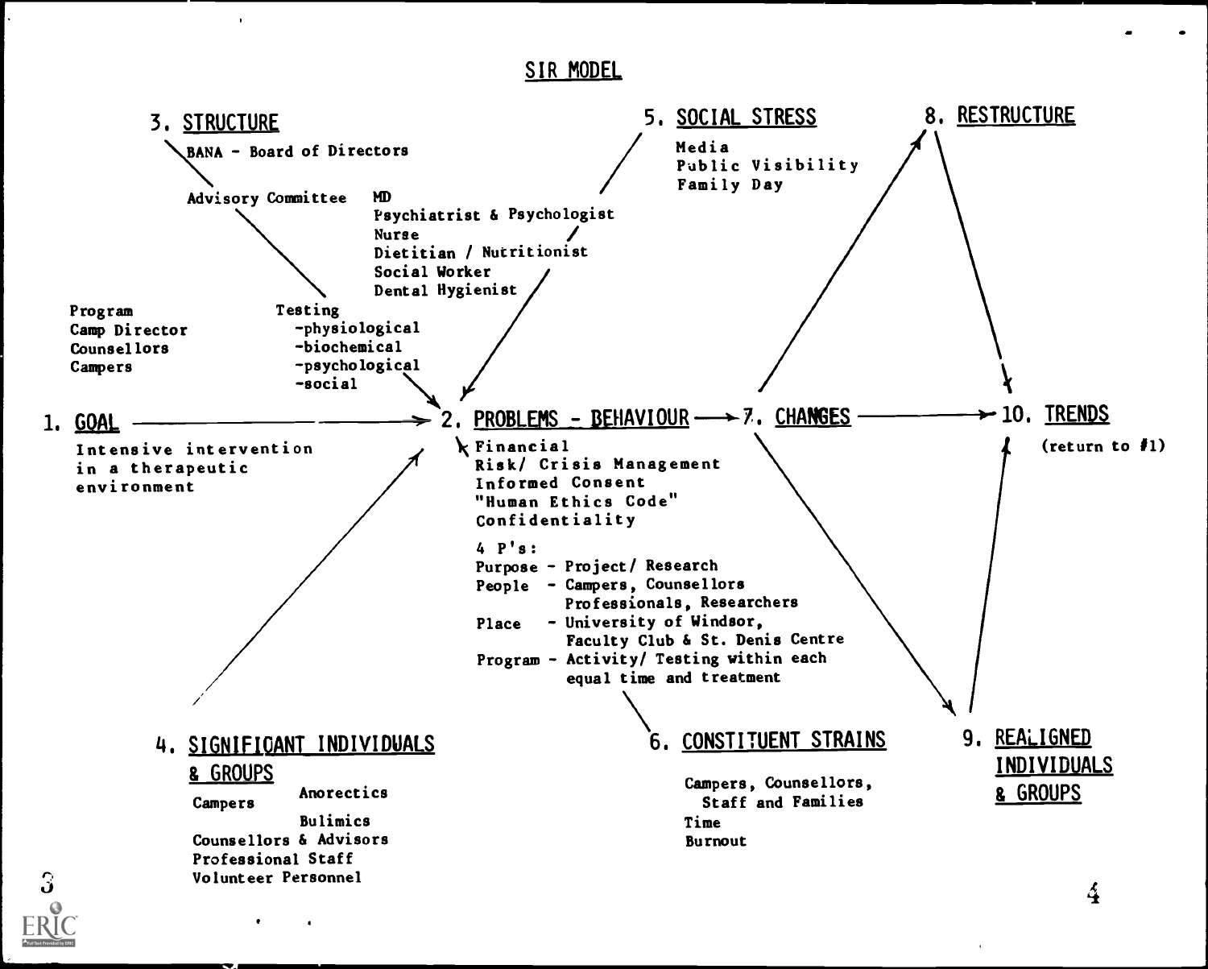# SIR MODEL

## 1. GOAL

Intensive intervention in a therapeutic environment

## 2. PROBLEMS - BEHAVIOUR

- Financial
- Risk/ Crisis Management
- Informed Consent
- "Human Ethics Code"
- Confidentiality

4 P's:

- Purpose - Project/ Research
- People - Campers, Counsellors Professionals, Researchers
- Place - University of Windsor, Faculty Club & St. Denis Centre
- Program - Activity/ Testing within each equal time and treatment

## 3. STRUCTURE

BANA - Board of Directors

Advisory Committee

- MD
- Psychiatrist & Psychologist
- Nurse
- Dietitian / Nutritionist
- Social Worker
- Dental Hygienist

Program

- Camp Director
- Counsellors
- Campers

Testing

- -physiological
- -biochemical
- -psychological
- -social

## 4. SIGNIFICANT INDIVIDUALS & GROUPS

- Campers
  - Anorectics
  - Bulimics
- Counsellors & Advisors
- Professional Staff
- Volunteer Personnel

## 5. SOCIAL STRESS

- Media
- Public Visibility
- Family Day

## 6. CONSTITUENT STRAINS

- Campers, Counsellors, Staff and Families
- Time
- Burnout

## 7. CHANGES

## 8. RESTRUCTURE

## 9. REALIGNED INDIVIDUALS & GROUPS

## 10. TRENDS

(return to #1)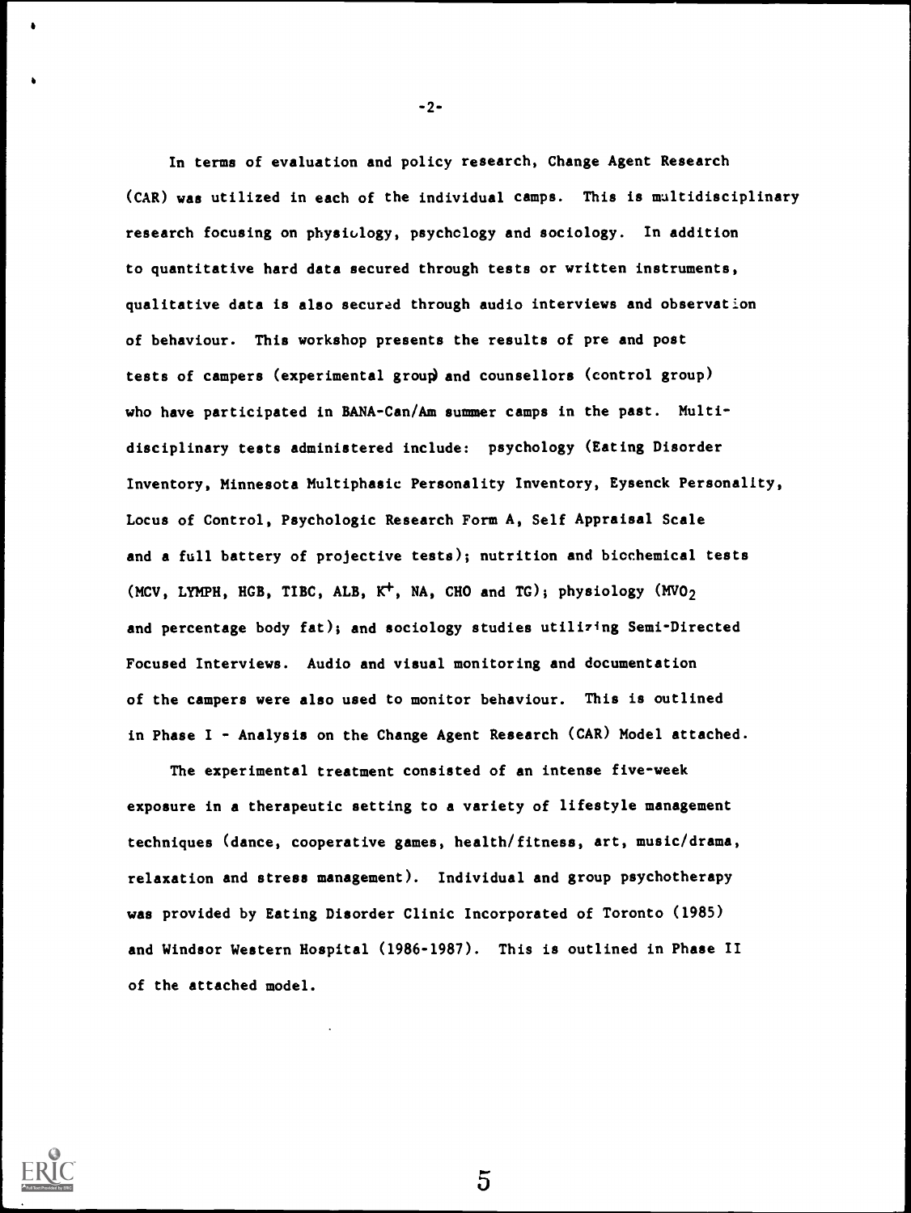In terms of evaluation and policy research, Change Agent Research (CAR) was utilized in each of the individual camps. This is multidisciplinary research focusing on physiology, psychology and sociology. In addition to quantitative hard data secured through tests or written instruments, qualitative data is also secured through audio interviews and observation of behaviour. This workshop presents the results of pre and post tests of campers (experimental group) and counsellors (control group) who have participated in BANA-Can/Am summer camps in the past. Multi-disciplinary tests administered include: psychology (Eating Disorder Inventory, Minnesota Multiphasic Personality Inventory, Eysenck Personality, Locus of Control, Psychologic Research Form A, Self Appraisal Scale and a full battery of projective tests); nutrition and biochemical tests (MCV, LYMPH, HGB, TIBC, ALB, $K^+$, NA, CHO and TG); physiology ($MVO_2$ and percentage body fat); and sociology studies utilizing Semi-Directed Focused Interviews. Audio and visual monitoring and documentation of the campers were also used to monitor behaviour. This is outlined in Phase I - Analysis on the Change Agent Research (CAR) Model attached.

The experimental treatment consisted of an intense five-week exposure in a therapeutic setting to a variety of lifestyle management techniques (dance, cooperative games, health/fitness, art, music/drama, relaxation and stress management). Individual and group psychotherapy was provided by Eating Disorder Clinic Incorporated of Toronto (1985) and Windsor Western Hospital (1986-1987). This is outlined in Phase II of the attached model.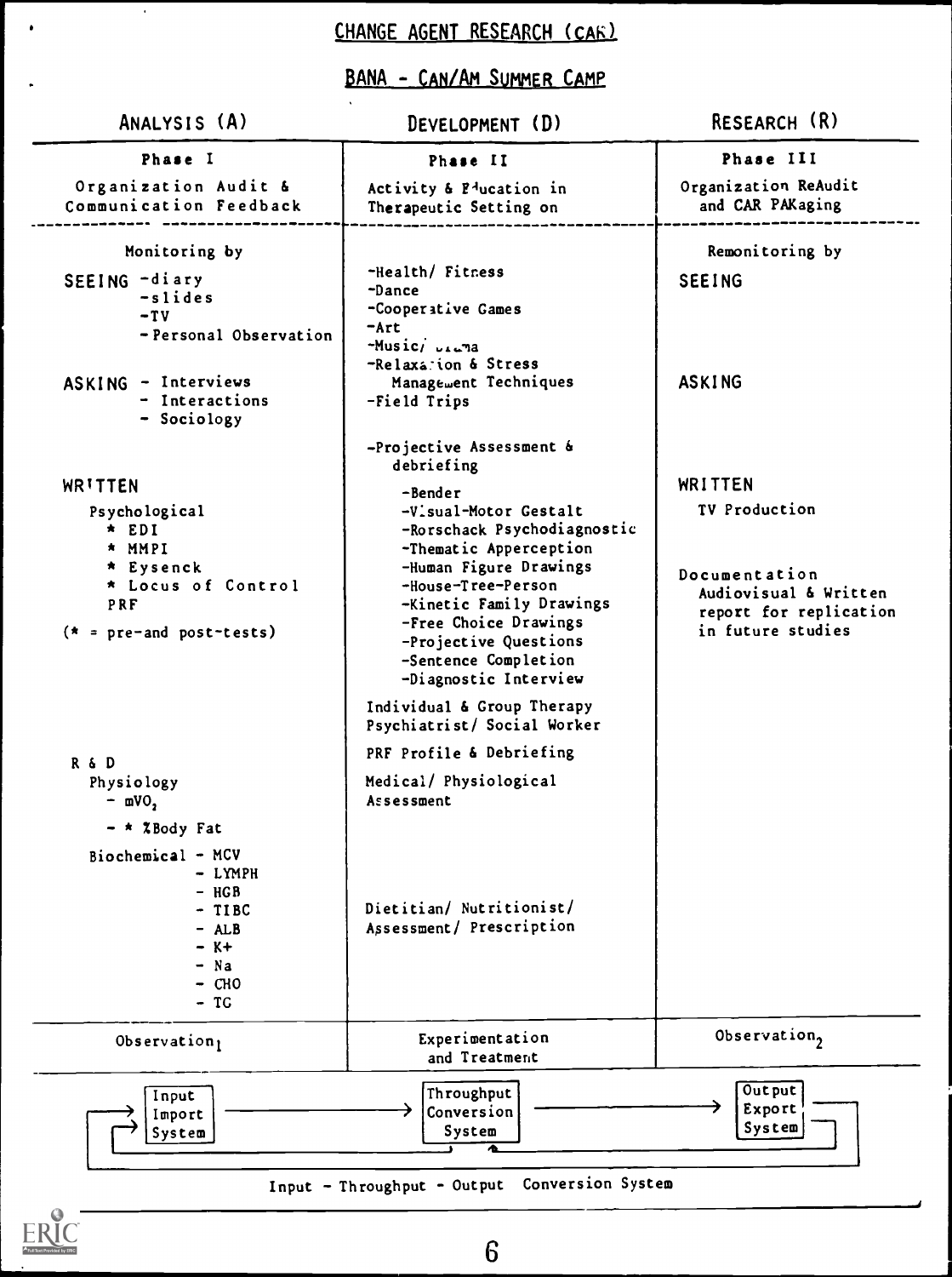# CHANGE AGENT RESEARCH (CAR)

## BANA - CAN/AM SUMMER CAMP

| ANALYSIS (A) | DEVELOPMENT (D) | RESEARCH (R) |
|---|---|---|
| **Phase I**<br>Organization Audit & Communication Feedback | **Phase II**<br>Activity & Education in Therapeutic Setting on | **Phase III**<br>Organization ReAudit and CAR PAKaging |
| Monitoring by<br><br>SEEING -diary<br>-slides<br>-TV<br>- Personal Observation<br><br>ASKING - Interviews<br>- Interactions<br>- Sociology | -Health/ Fitness<br>-Dance<br>-Cooperative Games<br>-Art<br>-Music/ Drama<br>-Relaxation & Stress Management Techniques<br>-Field Trips | Remonitoring by<br><br>SEEING<br><br>ASKING |
| WRITTEN<br>Psychological<br>* EDI<br>* MMPI<br>* Eysenck<br>* Locus of Control<br>PRF<br>(* = pre-and post-tests) | -Projective Assessment & debriefing<br>-Bender<br>-Visual-Motor Gestalt<br>-Rorschack Psychodiagnostic<br>-Thematic Apperception<br>-Human Figure Drawings<br>-House-Tree-Person<br>-Kinetic Family Drawings<br>-Free Choice Drawings<br>-Projective Questions<br>-Sentence Completion<br>-Diagnostic Interview<br><br>Individual & Group Therapy<br>Psychiatrist/ Social Worker | WRITTEN<br>TV Production<br><br>Documentation<br>Audiovisual & Written report for replication in future studies |
| R & D<br>Physiology<br>- $mVO_2$<br>- * %Body Fat<br><br>Biochemical - MCV<br>- LYMPH<br>- HGB<br>- TIBC<br>- ALB<br>- K+<br>- Na<br>- CHO<br>- TG | PRF Profile & Debriefing<br><br>Medical/ Physiological Assessment<br><br>Dietitian/ Nutritionist/ Assessment/ Prescription | |
| $Observation_1$ | Experimentation and Treatment | $Observation_2$ |

Input Import System → Throughput Conversion System → Output Export System

Input - Throughput - Output Conversion System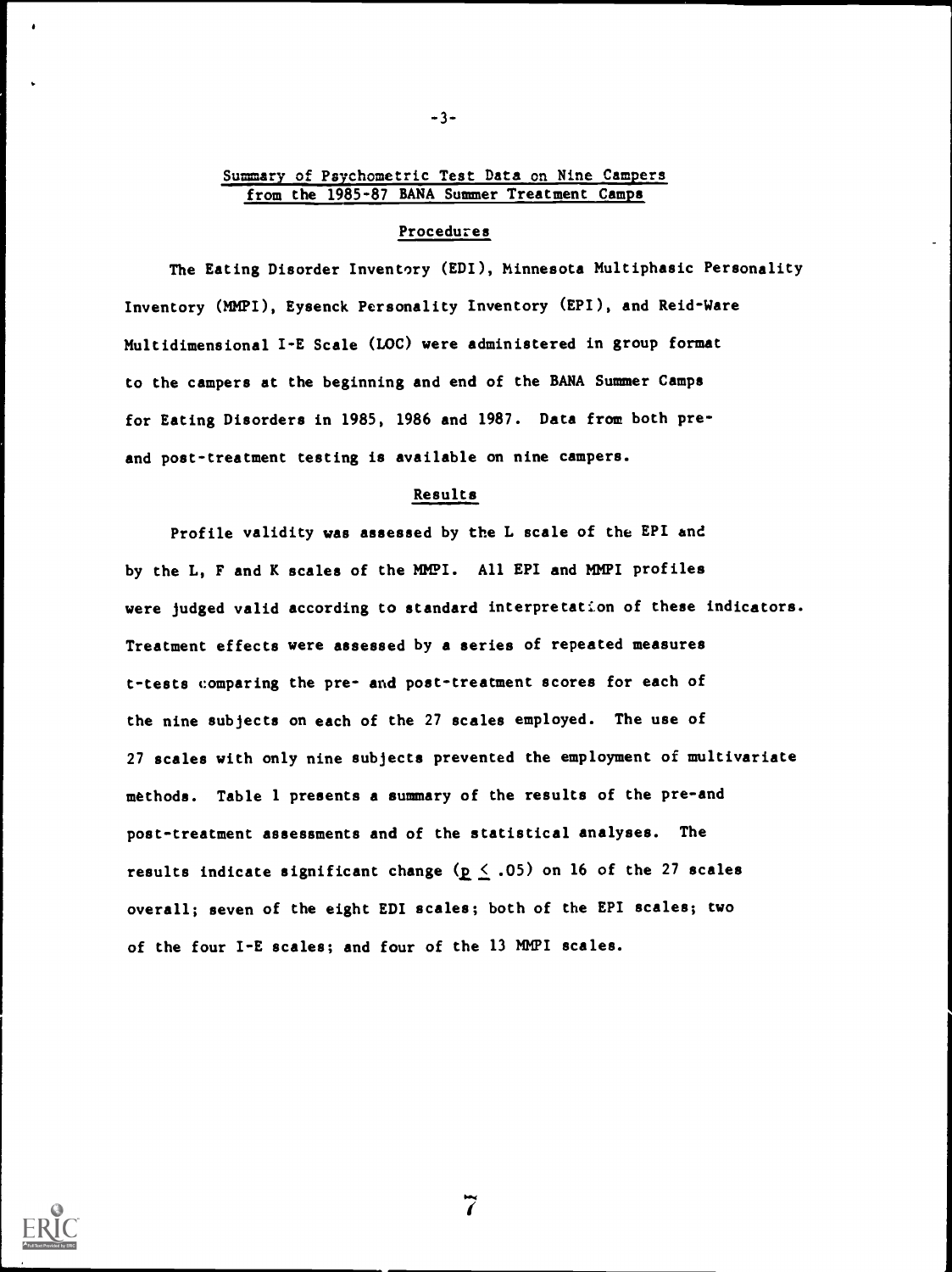## Summary of Psychometric Test Data on Nine Campers from the 1985-87 BANA Summer Treatment Camps

### Procedures

The Eating Disorder Inventory (EDI), Minnesota Multiphasic Personality Inventory (MMPI), Eysenck Personality Inventory (EPI), and Reid-Ware Multidimensional I-E Scale (LOC) were administered in group format to the campers at the beginning and end of the BANA Summer Camps for Eating Disorders in 1985, 1986 and 1987. Data from both pre- and post-treatment testing is available on nine campers.

### Results

Profile validity was assessed by the L scale of the EPI and by the L, F and K scales of the MMPI. All EPI and MMPI profiles were judged valid according to standard interpretation of these indicators. Treatment effects were assessed by a series of repeated measures t-tests comparing the pre- and post-treatment scores for each of the nine subjects on each of the 27 scales employed. The use of 27 scales with only nine subjects prevented the employment of multivariate methods. Table 1 presents a summary of the results of the pre-and post-treatment assessments and of the statistical analyses. The results indicate significant change ($p \leq .05$) on 16 of the 27 scales overall; seven of the eight EDI scales; both of the EPI scales; two of the four I-E scales; and four of the 13 MMPI scales.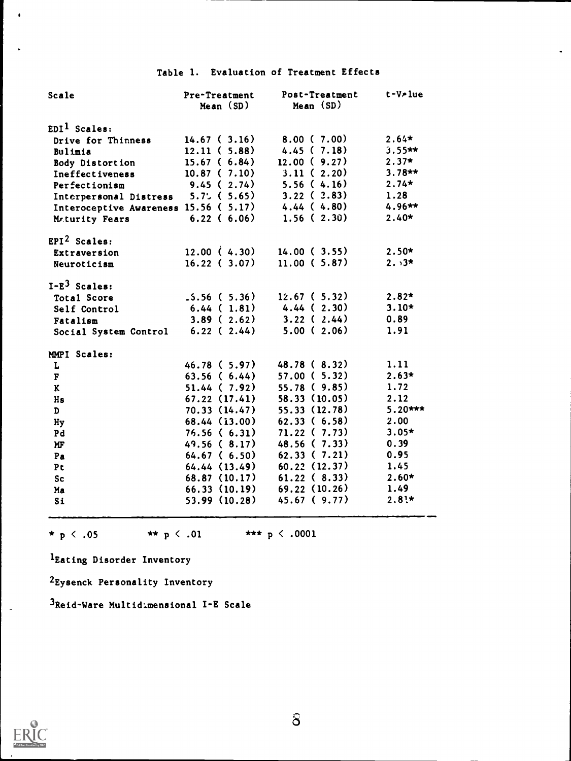Table 1. Evaluation of Treatment Effects

| Scale | Pre-Treatment Mean (SD) | Post-Treatment Mean (SD) | t-Value |
|---|---|---|---|
| EDI[1] Scales: | | | |
| Drive for Thinness | 14.67 ( 3.16) | 8.00 ( 7.00) | 2.64* |
| Bulimia | 12.11 ( 5.88) | 4.45 ( 7.18) | 3.55** |
| Body Distortion | 15.67 ( 6.84) | 12.00 ( 9.27) | 2.37* |
| Ineffectiveness | 10.87 ( 7.10) | 3.11 ( 2.20) | 3.78** |
| Perfectionism | 9.45 ( 2.74) | 5.56 ( 4.16) | 2.74* |
| Interpersonal Distress | 5.7_ ( 5.65) | 3.22 ( 3.83) | 1.28 |
| Interoceptive Awareness | 15.56 ( 5.17) | 4.44 ( 4.80) | 4.96** |
| Maturity Fears | 6.22 ( 6.06) | 1.56 ( 2.30) | 2.40* |
| EPI[2] Scales: | | | |
| Extraversion | 12.00 ( 4.30) | 14.00 ( 3.55) | 2.50* |
| Neuroticism | 16.22 ( 3.07) | 11.00 ( 5.87) | 2._3* |
| I-E[3] Scales: | | | |
| Total Score | _5.56 ( 5.36) | 12.67 ( 5.32) | 2.82* |
| Self Control | 6.44 ( 1.81) | 4.44 ( 2.30) | 3.10* |
| Fatalism | 3.89 ( 2.62) | 3.22 ( 2.44) | 0.89 |
| Social System Control | 6.22 ( 2.44) | 5.00 ( 2.06) | 1.91 |
| MMPI Scales: | | | |
| L | 46.78 ( 5.97) | 48.78 ( 8.32) | 1.11 |
| F | 63.56 ( 6.44) | 57.00 ( 5.32) | 2.63* |
| K | 51.44 ( 7.92) | 55.78 ( 9.85) | 1.72 |
| Hs | 67.22 (17.41) | 58.33 (10.05) | 2.12 |
| D | 70.33 (14.47) | 55.33 (12.78) | 5.20*** |
| Hy | 68.44 (13.00) | 62.33 ( 6.58) | 2.00 |
| Pd | 76.56 ( 6.31) | 71.22 ( 7.73) | 3.05* |
| MF | 49.56 ( 8.17) | 48.56 ( 7.33) | 0.39 |
| Pa | 64.67 ( 6.50) | 62.33 ( 7.21) | 0.95 |
| Pt | 64.44 (13.49) | 60.22 (12.37) | 1.45 |
| Sc | 68.87 (10.17) | 61.22 ( 8.33) | 2.60* |
| Ma | 66.33 (10.19) | 69.22 (10.26) | 1.49 |
| Si | 53.99 (10.28) | 45.67 ( 9.77) | 2.81* |

* $p < .05$ ** $p < .01$ *** $p < .0001$

[1]Eating Disorder Inventory

[2]Eysenck Personality Inventory

[3]Reid-Ware Multidimensional I-E Scale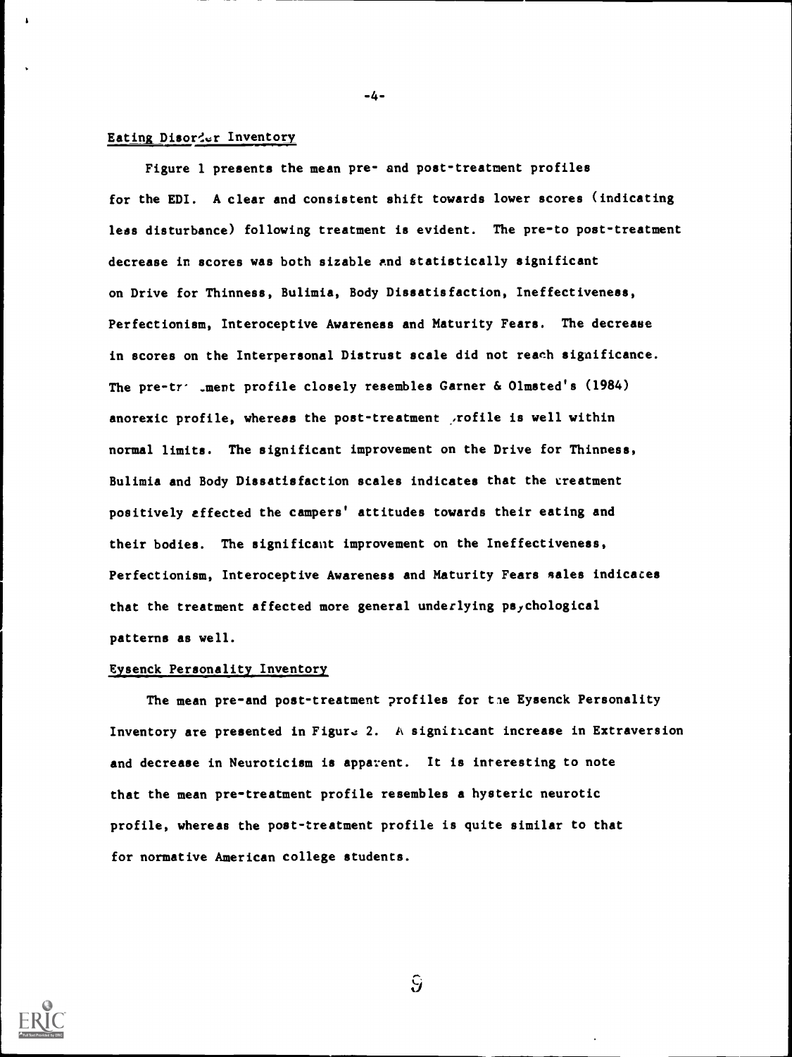## Eating Disorder Inventory

Figure 1 presents the mean pre- and post-treatment profiles for the EDI. A clear and consistent shift towards lower scores (indicating less disturbance) following treatment is evident. The pre-to post-treatment decrease in scores was both sizable and statistically significant on Drive for Thinness, Bulimia, Body Dissatisfaction, Ineffectiveness, Perfectionism, Interoceptive Awareness and Maturity Fears. The decrease in scores on the Interpersonal Distrust scale did not reach significance. The pre-treatment profile closely resembles Garner & Olmsted's (1984) anorexic profile, whereas the post-treatment profile is well within normal limits. The significant improvement on the Drive for Thinness, Bulimia and Body Dissatisfaction scales indicates that the treatment positively affected the campers' attitudes towards their eating and their bodies. The significant improvement on the Ineffectiveness, Perfectionism, Interoceptive Awareness and Maturity Fears sales indicates that the treatment affected more general underlying psychological patterns as well.

## Eysenck Personality Inventory

The mean pre-and post-treatment profiles for the Eysenck Personality Inventory are presented in Figure 2. A significant increase in Extraversion and decrease in Neuroticism is apparent. It is interesting to note that the mean pre-treatment profile resembles a hysteric neurotic profile, whereas the post-treatment profile is quite similar to that for normative American college students.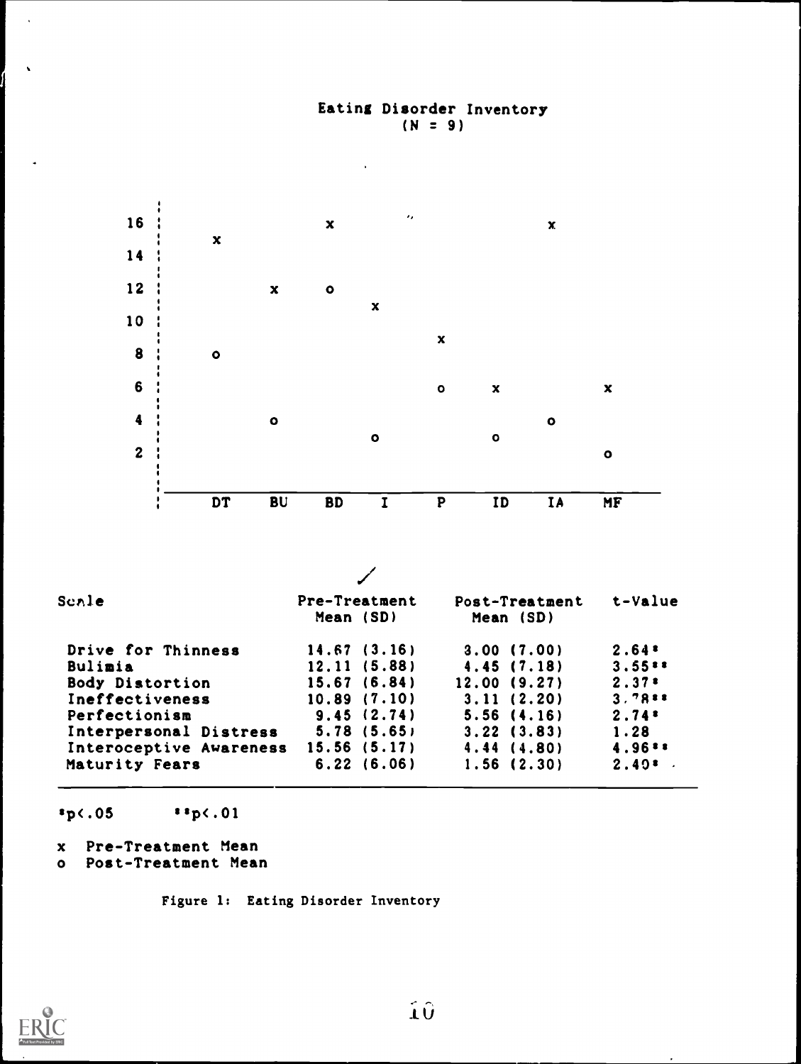Eating Disorder Inventory
(N = 9)

| Scale | Pre-Treatment Mean (SD) | Post-Treatment Mean (SD) | t-Value |
|---|---|---|---|
| Drive for Thinness | 14.67 (3.16) | 3.00 (7.00) | 2.64* |
| Bulimia | 12.11 (5.88) | 4.45 (7.18) | 3.55** |
| Body Distortion | 15.67 (6.84) | 12.00 (9.27) | 2.37* |
| Ineffectiveness | 10.89 (7.10) | 3.11 (2.20) | 3.78** |
| Perfectionism | 9.45 (2.74) | 5.56 (4.16) | 2.74* |
| Interpersonal Distress | 5.78 (5.65) | 3.22 (3.83) | 1.28 |
| Interoceptive Awareness | 15.56 (5.17) | 4.44 (4.80) | 4.96** |
| Maturity Fears | 6.22 (6.06) | 1.56 (2.30) | 2.40* |

*$p < .05$ **$p < .01$

x Pre-Treatment Mean
o Post-Treatment Mean

Figure 1: Eating Disorder Inventory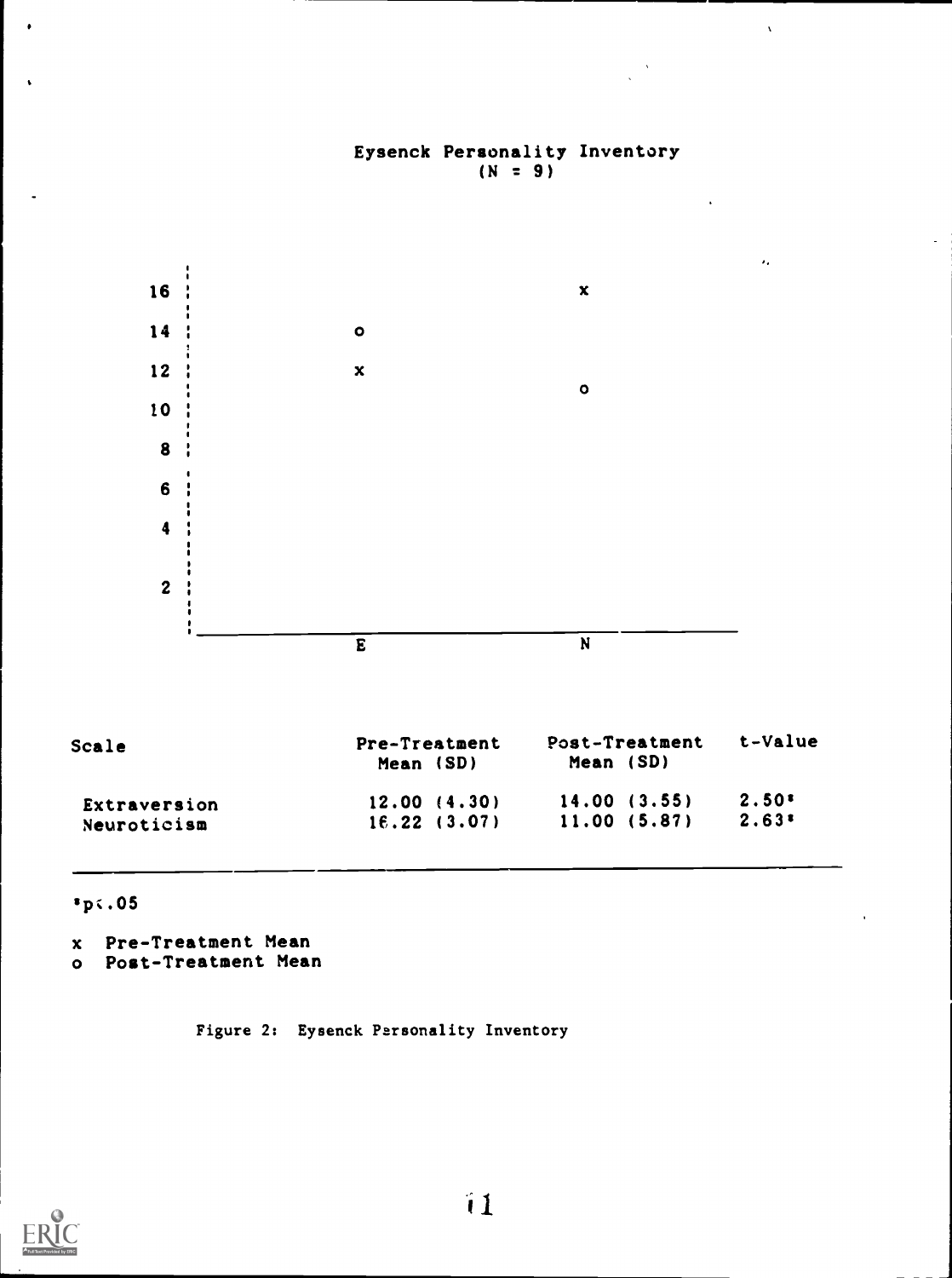Eysenck Personality Inventory
(N = 9)

| Scale | Pre-Treatment Mean (SD) | Post-Treatment Mean (SD) | t-Value |
|---|---|---|---|
| Extraversion | 12.00 (4.30) | 14.00 (3.55) | 2.50* |
| Neuroticism | 16.22 (3.07) | 11.00 (5.87) | 2.63* |

*$p < .05$

x Pre-Treatment Mean
o Post-Treatment Mean

Figure 2: Eysenck Personality Inventory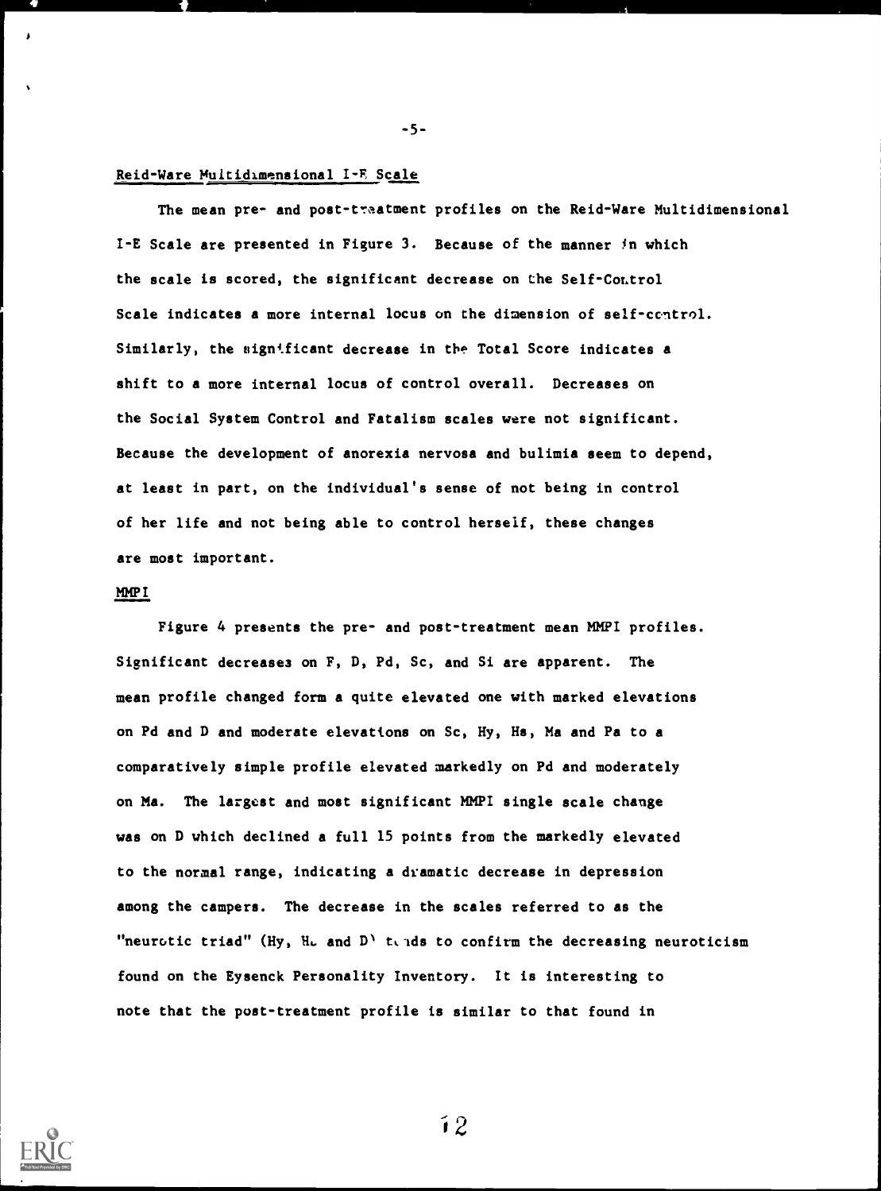## Reid-Ware Multidimensional I-E Scale

The mean pre- and post-treatment profiles on the Reid-Ware Multidimensional I-E Scale are presented in Figure 3. Because of the manner in which the scale is scored, the significant decrease on the Self-Control Scale indicates a more internal locus on the dimension of self-control. Similarly, the significant decrease in the Total Score indicates a shift to a more internal locus of control overall. Decreases on the Social System Control and Fatalism scales were not significant. Because the development of anorexia nervosa and bulimia seem to depend, at least in part, on the individual's sense of not being in control of her life and not being able to control herself, these changes are most important.

## MMPI

Figure 4 presents the pre- and post-treatment mean MMPI profiles. Significant decreases on F, D, Pd, Sc, and Si are apparent. The mean profile changed form a quite elevated one with marked elevations on Pd and D and moderate elevations on Sc, Hy, Hs, Ma and Pa to a comparatively simple profile elevated markedly on Pd and moderately on Ma. The largest and most significant MMPI single scale change was on D which declined a full 15 points from the markedly elevated to the normal range, indicating a dramatic decrease in depression among the campers. The decrease in the scales referred to as the "neurotic triad" (Hy, Hs and D) tends to confirm the decreasing neuroticism found on the Eysenck Personality Inventory. It is interesting to note that the post-treatment profile is similar to that found in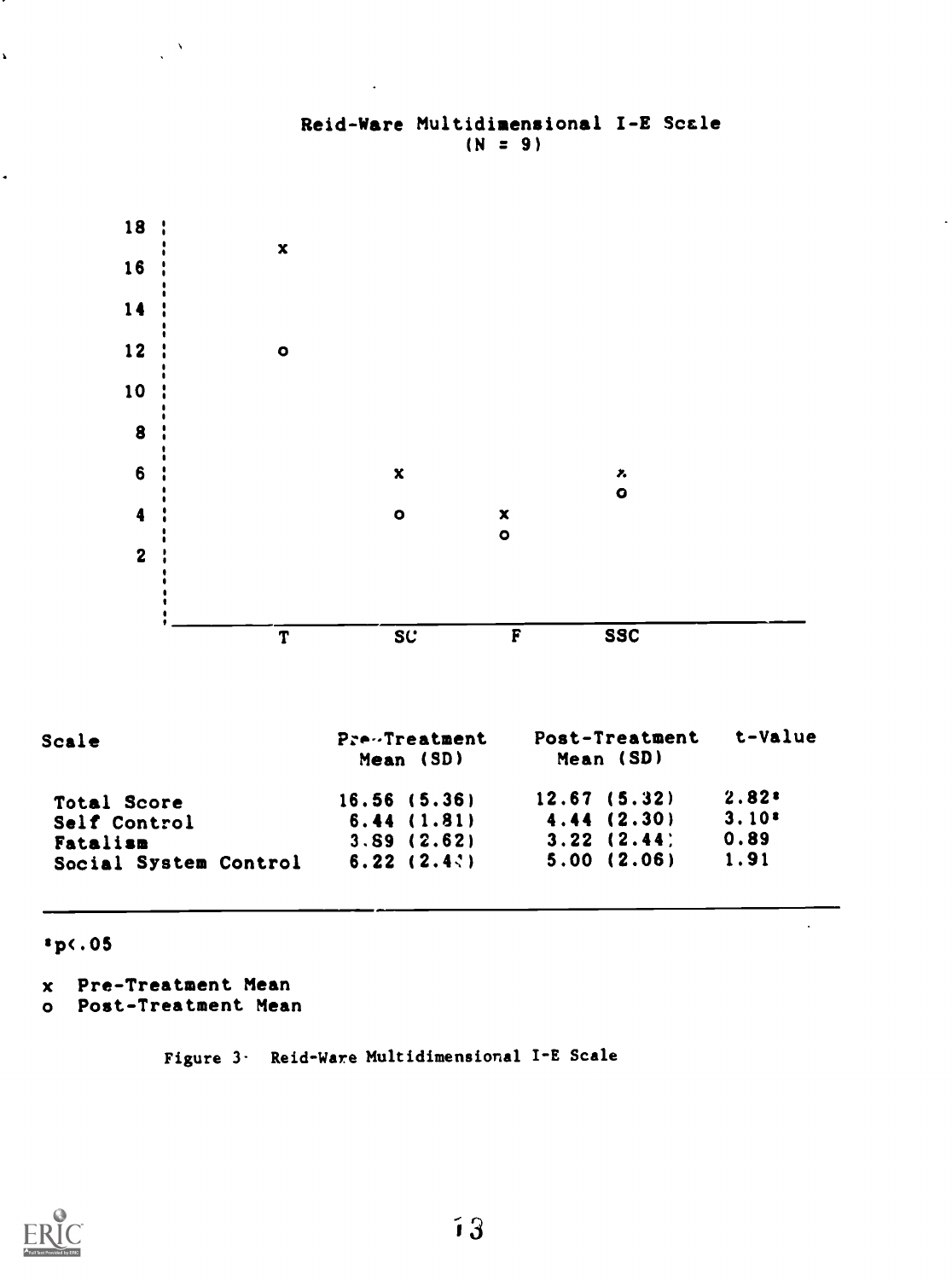## Reid-Ware Multidimensional I-E Scale
(N = 9)

| Scale | Pre-Treatment Mean (SD) | Post-Treatment Mean (SD) | t-Value |
|---|---|---|---|
| Total Score | 16.56 (5.36) | 12.67 (5.32) | 2.82* |
| Self Control | 6.44 (1.81) | 4.44 (2.30) | 3.10* |
| Fatalism | 3.89 (2.62) | 3.22 (2.44) | 0.89 |
| Social System Control | 6.22 (2.43) | 5.00 (2.06) | 1.91 |

*$p < .05$

x Pre-Treatment Mean
o Post-Treatment Mean

Figure 3. Reid-Ware Multidimensional I-E Scale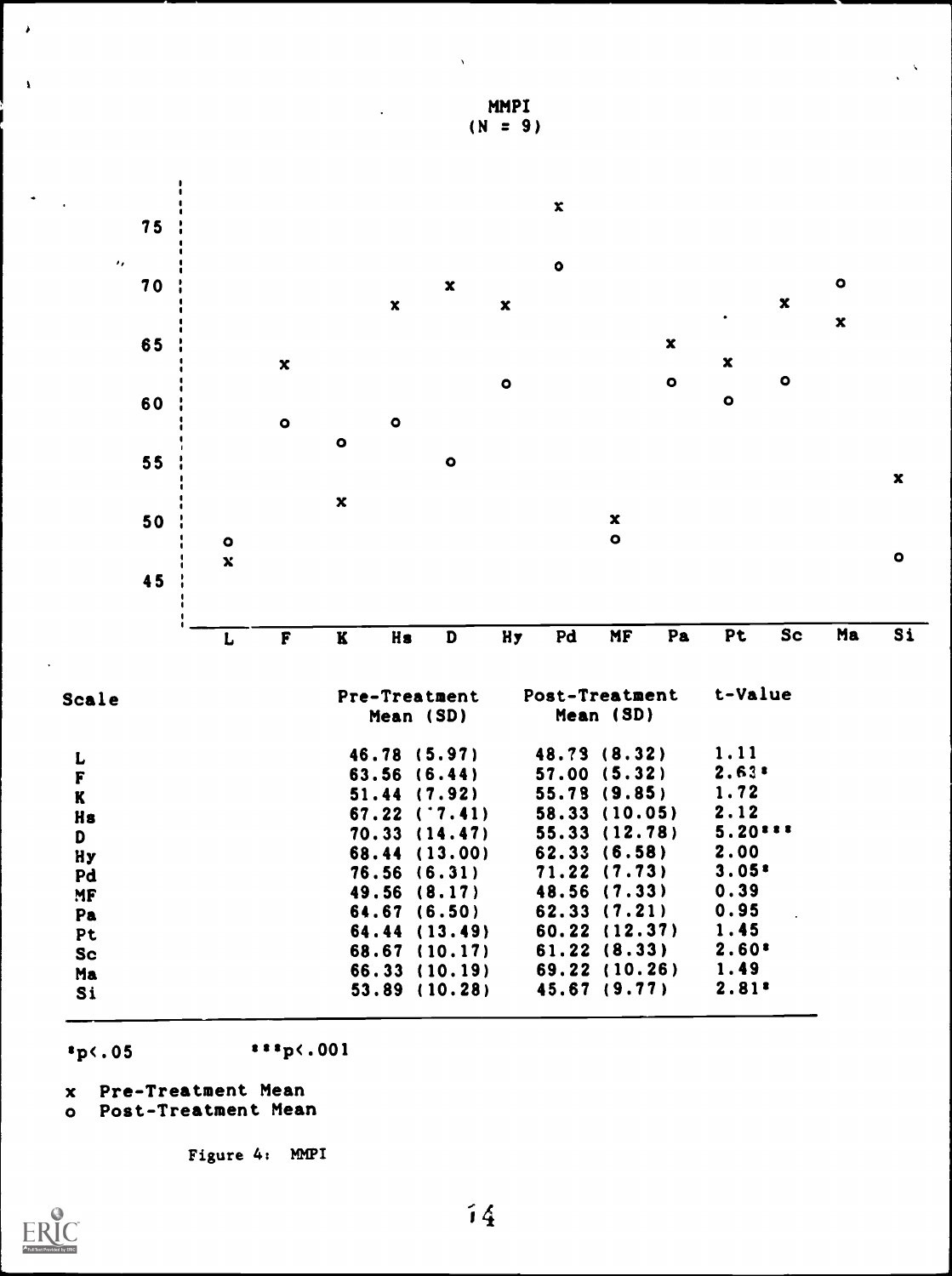MMPI
(N = 9)

| Scale | Pre-Treatment Mean (SD) | Post-Treatment Mean (SD) | t-Value |
|---|---|---|---|
| L | 46.78 (5.97) | 48.78 (8.32) | 1.11 |
| F | 63.56 (6.44) | 57.00 (5.32) | 2.63* |
| K | 51.44 (7.92) | 55.78 (9.85) | 1.72 |
| Hs | 67.22 (7.41) | 58.33 (10.05) | 2.12 |
| D | 70.33 (14.47) | 55.33 (12.78) | 5.20*** |
| Hy | 68.44 (13.00) | 62.33 (6.58) | 2.00 |
| Pd | 76.56 (6.31) | 71.22 (7.73) | 3.05* |
| MF | 49.56 (8.17) | 48.56 (7.33) | 0.39 |
| Pa | 64.67 (6.50) | 62.33 (7.21) | 0.95 |
| Pt | 64.44 (13.49) | 60.22 (12.37) | 1.45 |
| Sc | 68.67 (10.17) | 61.22 (8.33) | 2.60* |
| Ma | 66.33 (10.19) | 69.22 (10.26) | 1.49 |
| Si | 53.89 (10.28) | 45.67 (9.77) | 2.81* |

*$p < .05$ ***$p < .001$

x Pre-Treatment Mean
o Post-Treatment Mean

Figure 4: MMPI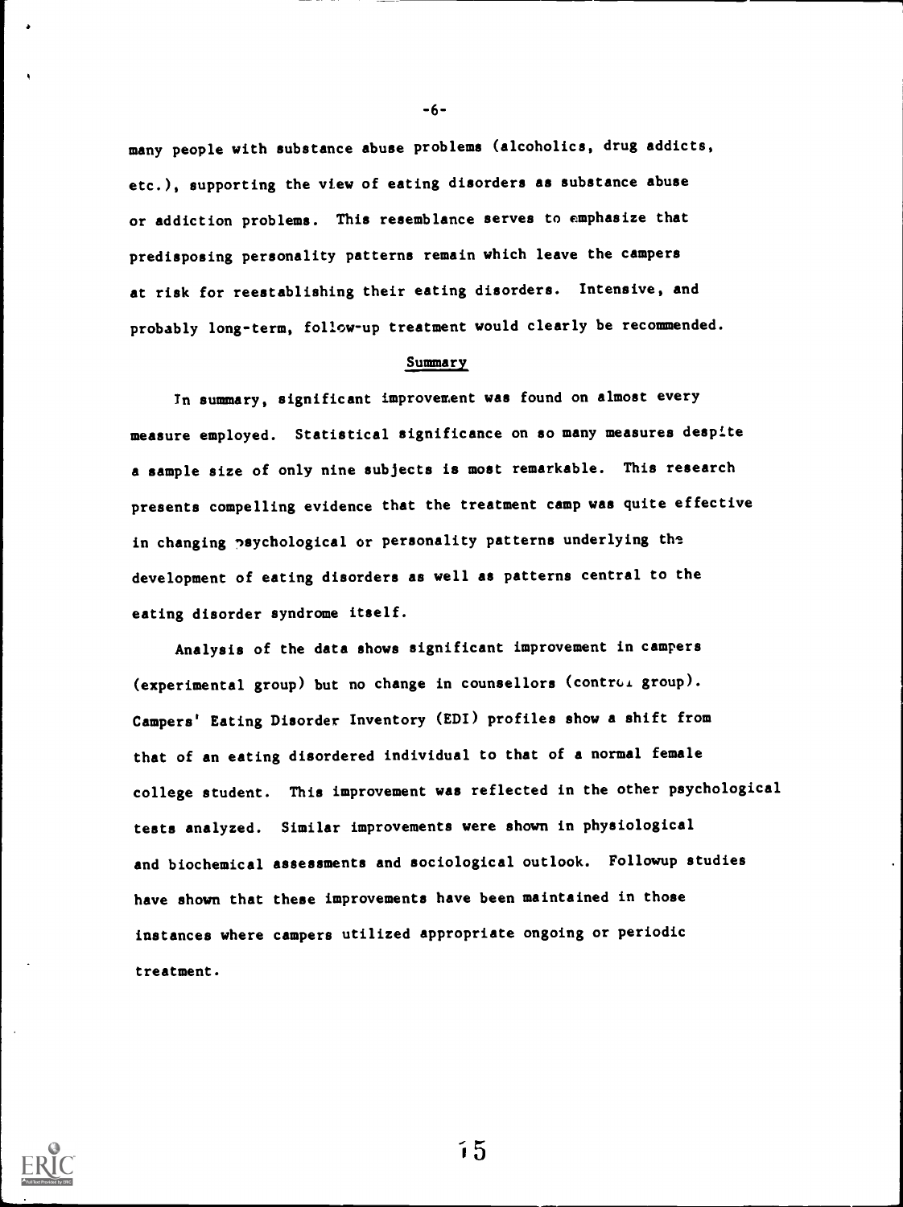many people with substance abuse problems (alcoholics, drug addicts, etc.), supporting the view of eating disorders as substance abuse or addiction problems. This resemblance serves to emphasize that predisposing personality patterns remain which leave the campers at risk for reestablishing their eating disorders. Intensive, and probably long-term, follow-up treatment would clearly be recommended.

## Summary

In summary, significant improvement was found on almost every measure employed. Statistical significance on so many measures despite a sample size of only nine subjects is most remarkable. This research presents compelling evidence that the treatment camp was quite effective in changing psychological or personality patterns underlying the development of eating disorders as well as patterns central to the eating disorder syndrome itself.

Analysis of the data shows significant improvement in campers (experimental group) but no change in counsellors (control group). Campers' Eating Disorder Inventory (EDI) profiles show a shift from that of an eating disordered individual to that of a normal female college student. This improvement was reflected in the other psychological tests analyzed. Similar improvements were shown in physiological and biochemical assessments and sociological outlook. Followup studies have shown that these improvements have been maintained in those instances where campers utilized appropriate ongoing or periodic treatment.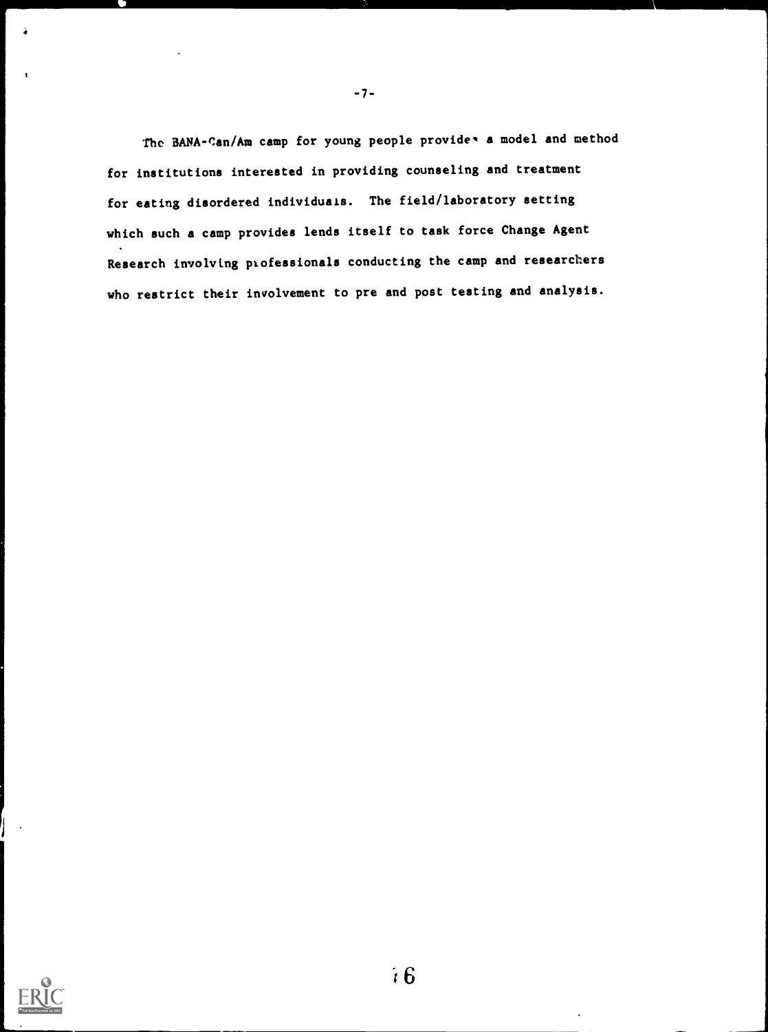The BANA-Can/Am camp for young people provides a model and method for institutions interested in providing counseling and treatment for eating disordered individuals. The field/laboratory setting which such a camp provides lends itself to task force Change Agent Research involving professionals conducting the camp and researchers who restrict their involvement to pre and post testing and analysis.